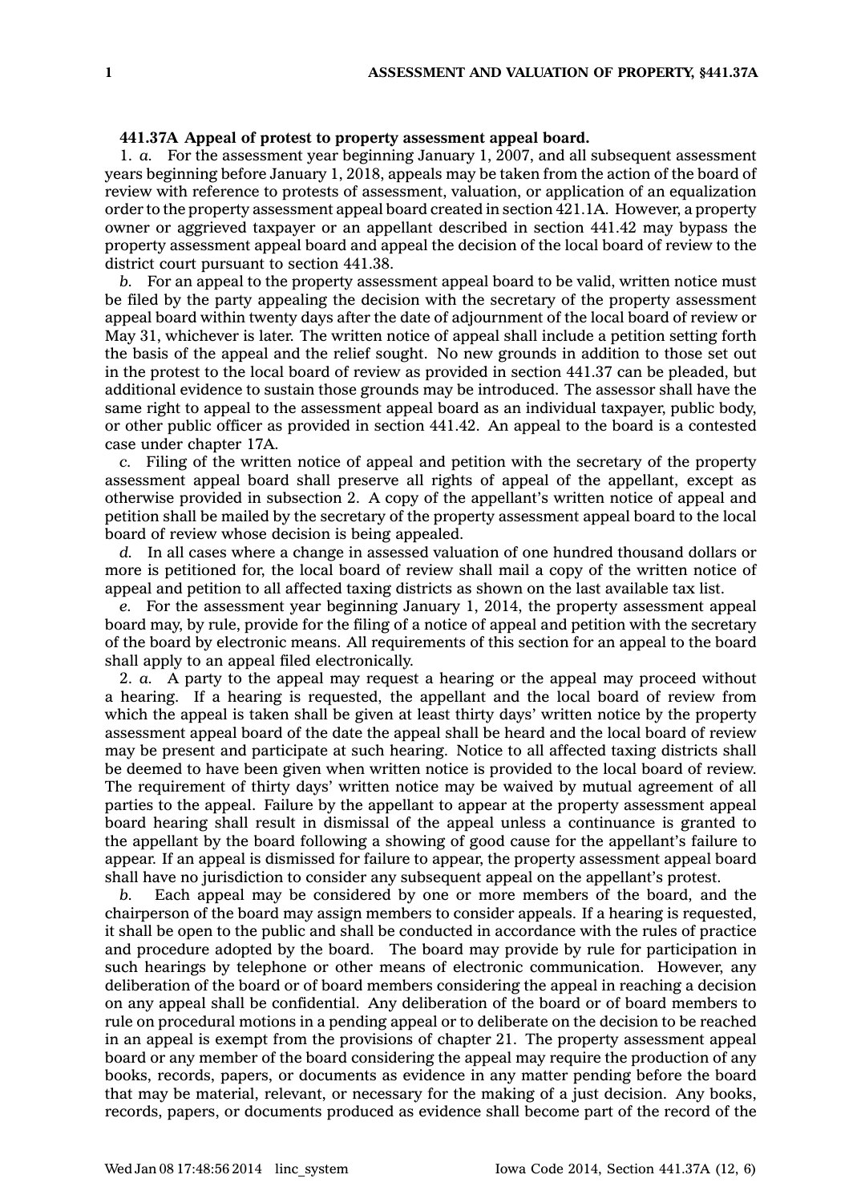**441.37A Appeal of protest to property assessment appeal board.**

1. *a.* For the assessment year beginning January 1, 2007, and all subsequent assessment years beginning before January 1, 2018, appeals may be taken from the action of the board of review with reference to protests of assessment, valuation, or application of an equalization order to the property assessment appeal board created in section 421.1A. However, a property owner or aggrieved taxpayer or an appellant described in section 441.42 may bypass the property assessment appeal board and appeal the decision of the local board of review to the district court pursuant to section 441.38.

*b.* For an appeal to the property assessment appeal board to be valid, written notice must be filed by the party appealing the decision with the secretary of the property assessment appeal board within twenty days after the date of adjournment of the local board of review or May 31, whichever is later. The written notice of appeal shall include a petition setting forth the basis of the appeal and the relief sought. No new grounds in addition to those set out in the protest to the local board of review as provided in section 441.37 can be pleaded, but additional evidence to sustain those grounds may be introduced. The assessor shall have the same right to appeal to the assessment appeal board as an individual taxpayer, public body, or other public officer as provided in section 441.42. An appeal to the board is a contested case under chapter 17A.

*c.* Filing of the written notice of appeal and petition with the secretary of the property assessment appeal board shall preserve all rights of appeal of the appellant, except as otherwise provided in subsection 2. A copy of the appellant's written notice of appeal and petition shall be mailed by the secretary of the property assessment appeal board to the local board of review whose decision is being appealed.

*d.* In all cases where a change in assessed valuation of one hundred thousand dollars or more is petitioned for, the local board of review shall mail a copy of the written notice of appeal and petition to all affected taxing districts as shown on the last available tax list.

*e.* For the assessment year beginning January 1, 2014, the property assessment appeal board may, by rule, provide for the filing of a notice of appeal and petition with the secretary of the board by electronic means. All requirements of this section for an appeal to the board shall apply to an appeal filed electronically.

2. *a.* A party to the appeal may request a hearing or the appeal may proceed without a hearing. If a hearing is requested, the appellant and the local board of review from which the appeal is taken shall be given at least thirty days' written notice by the property assessment appeal board of the date the appeal shall be heard and the local board of review may be present and participate at such hearing. Notice to all affected taxing districts shall be deemed to have been given when written notice is provided to the local board of review. The requirement of thirty days' written notice may be waived by mutual agreement of all parties to the appeal. Failure by the appellant to appear at the property assessment appeal board hearing shall result in dismissal of the appeal unless a continuance is granted to the appellant by the board following a showing of good cause for the appellant's failure to appear. If an appeal is dismissed for failure to appear, the property assessment appeal board shall have no jurisdiction to consider any subsequent appeal on the appellant's protest.

*b.* Each appeal may be considered by one or more members of the board, and the chairperson of the board may assign members to consider appeals. If a hearing is requested, it shall be open to the public and shall be conducted in accordance with the rules of practice and procedure adopted by the board. The board may provide by rule for participation in such hearings by telephone or other means of electronic communication. However, any deliberation of the board or of board members considering the appeal in reaching a decision on any appeal shall be confidential. Any deliberation of the board or of board members to rule on procedural motions in a pending appeal or to deliberate on the decision to be reached in an appeal is exempt from the provisions of chapter 21. The property assessment appeal board or any member of the board considering the appeal may require the production of any books, records, papers, or documents as evidence in any matter pending before the board that may be material, relevant, or necessary for the making of a just decision. Any books, records, papers, or documents produced as evidence shall become part of the record of the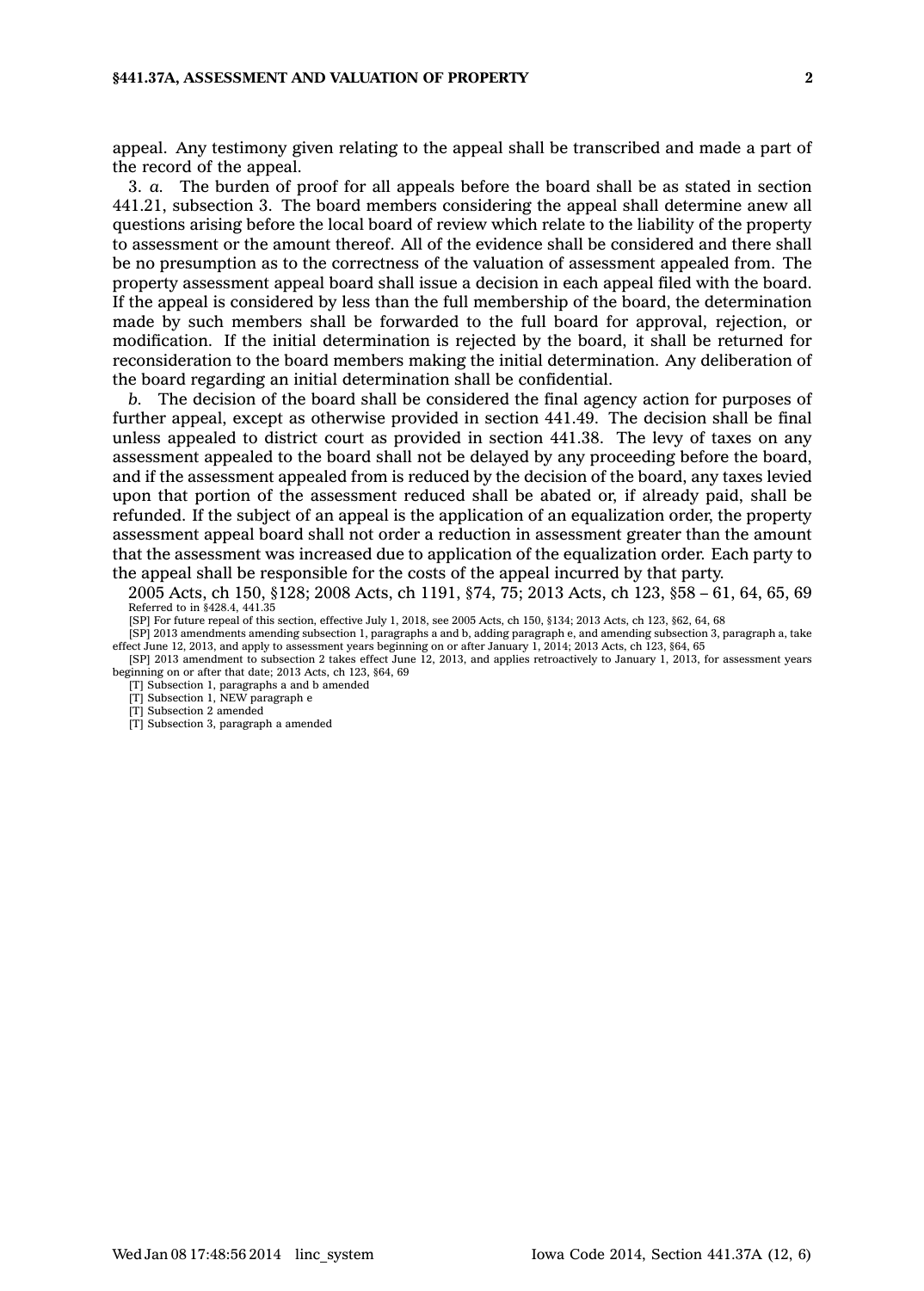appeal. Any testimony given relating to the appeal shall be transcribed and made a part of the record of the appeal.

3. *a.* The burden of proof for all appeals before the board shall be as stated in section 441.21, subsection 3. The board members considering the appeal shall determine anew all questions arising before the local board of review which relate to the liability of the property to assessment or the amount thereof. All of the evidence shall be considered and there shall be no presumption as to the correctness of the valuation of assessment appealed from. The property assessment appeal board shall issue a decision in each appeal filed with the board. If the appeal is considered by less than the full membership of the board, the determination made by such members shall be forwarded to the full board for approval, rejection, or modification. If the initial determination is rejected by the board, it shall be returned for reconsideration to the board members making the initial determination. Any deliberation of the board regarding an initial determination shall be confidential.

*b.* The decision of the board shall be considered the final agency action for purposes of further appeal, except as otherwise provided in section 441.49. The decision shall be final unless appealed to district court as provided in section 441.38. The levy of taxes on any assessment appealed to the board shall not be delayed by any proceeding before the board, and if the assessment appealed from is reduced by the decision of the board, any taxes levied upon that portion of the assessment reduced shall be abated or, if already paid, shall be refunded. If the subject of an appeal is the application of an equalization order, the property assessment appeal board shall not order a reduction in assessment greater than the amount that the assessment was increased due to application of the equalization order. Each party to the appeal shall be responsible for the costs of the appeal incurred by that party.

2005 Acts, ch 150, §128; 2008 Acts, ch 1191, §74, 75; 2013 Acts, ch 123, §58 – 61, 64, 65, 69
Referred to in §428.4, 441.35

[SP] For future repeal of this section, effective July 1, 2018, see 2005 Acts, ch 150, §134; 2013 Acts, ch 123, §62, 64, 68

[SP] 2013 amendments amending subsection 1, paragraphs a and b, adding paragraph e, and amending subsection 3, paragraph a, take effect June 12, 2013, and apply to assessment years beginning on or after January 1, 2014; 2013 Acts, ch 123, §64, 65

[SP] 2013 amendment to subsection 2 takes effect June 12, 2013, and applies retroactively to January 1, 2013, for assessment years beginning on or after that date; 2013 Acts, ch 123, §64, 69

[T] Subsection 1, paragraphs a and b amended

[T] Subsection 1, NEW paragraph e

[T] Subsection 2 amended

[T] Subsection 3, paragraph a amended